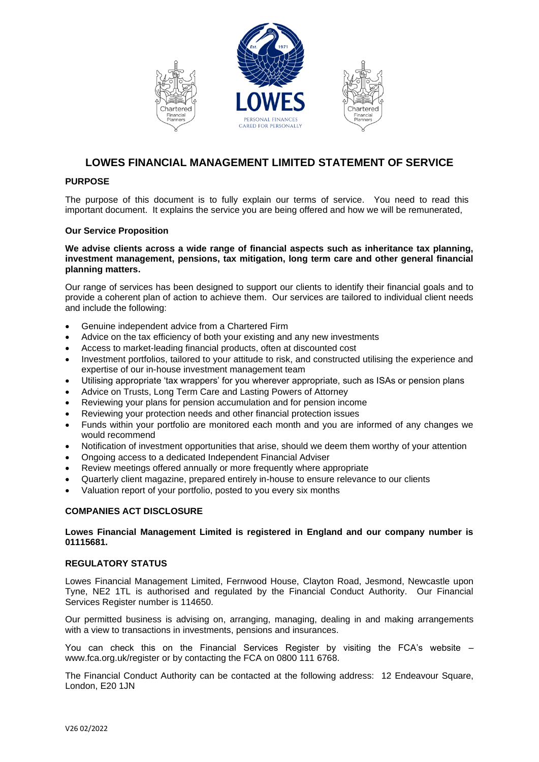# LOWES FINANCIAL MANAGEMENT LIMITED STATEMENT OF SERVICE

## PURPOSE

The purpose of this document is to fully explain our terms of service. You need to read this important document. It explains the service you are being offered and how we will be remunerated,

### Our Service Proposition

**We advise clients across a wide range of financial aspects such as inheritance tax planning, investment management, pensions, tax mitigation, long term care and other general financial planning matters.**

Our range of services has been designed to support our clients to identify their financial goals and to provide a coherent plan of action to achieve them. Our services are tailored to individual client needs and include the following:

- Genuine independent advice from a Chartered Firm
- Advice on the tax efficiency of both your existing and any new investments
- Access to market-leading financial products, often at discounted cost
- Investment portfolios, tailored to your attitude to risk, and constructed utilising the experience and expertise of our in-house investment management team
- Utilising appropriate 'tax wrappers' for you wherever appropriate, such as ISAs or pension plans
- Advice on Trusts, Long Term Care and Lasting Powers of Attorney
- Reviewing your plans for pension accumulation and for pension income
- Reviewing your protection needs and other financial protection issues
- Funds within your portfolio are monitored each month and you are informed of any changes we would recommend
- Notification of investment opportunities that arise, should we deem them worthy of your attention
- Ongoing access to a dedicated Independent Financial Adviser
- Review meetings offered annually or more frequently where appropriate
- Quarterly client magazine, prepared entirely in-house to ensure relevance to our clients
- Valuation report of your portfolio, posted to you every six months

## COMPANIES ACT DISCLOSURE

**Lowes Financial Management Limited is registered in England and our company number is 01115681.**

## REGULATORY STATUS

Lowes Financial Management Limited, Fernwood House, Clayton Road, Jesmond, Newcastle upon Tyne, NE2 1TL is authorised and regulated by the Financial Conduct Authority. Our Financial Services Register number is 114650.

Our permitted business is advising on, arranging, managing, dealing in and making arrangements with a view to transactions in investments, pensions and insurances.

You can check this on the Financial Services Register by visiting the FCA's website – www.fca.org.uk/register or by contacting the FCA on 0800 111 6768.

The Financial Conduct Authority can be contacted at the following address: 12 Endeavour Square, London, E20 1JN

V26 02/2022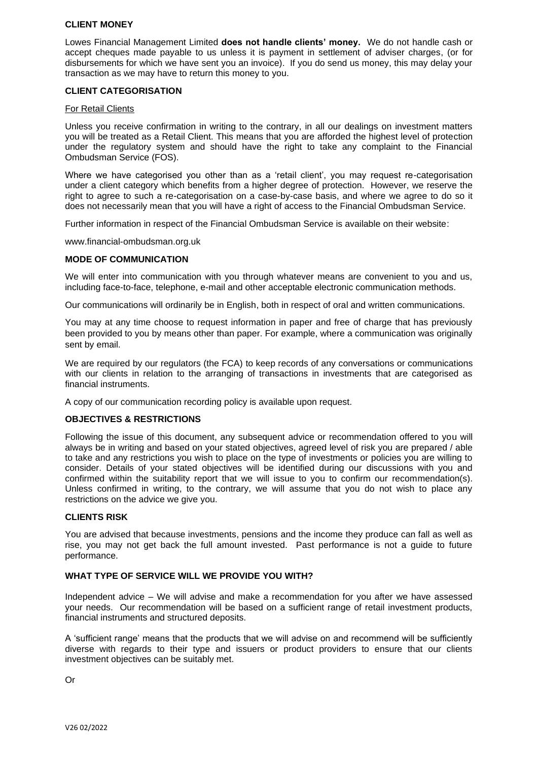## CLIENT MONEY

Lowes Financial Management Limited **does not handle clients' money.** We do not handle cash or accept cheques made payable to us unless it is payment in settlement of adviser charges, (or for disbursements for which we have sent you an invoice). If you do send us money, this may delay your transaction as we may have to return this money to you.

## CLIENT CATEGORISATION

For Retail Clients

Unless you receive confirmation in writing to the contrary, in all our dealings on investment matters you will be treated as a Retail Client. This means that you are afforded the highest level of protection under the regulatory system and should have the right to take any complaint to the Financial Ombudsman Service (FOS).

Where we have categorised you other than as a 'retail client', you may request re-categorisation under a client category which benefits from a higher degree of protection. However, we reserve the right to agree to such a re-categorisation on a case-by-case basis, and where we agree to do so it does not necessarily mean that you will have a right of access to the Financial Ombudsman Service.

Further information in respect of the Financial Ombudsman Service is available on their website:

www.financial-ombudsman.org.uk

## MODE OF COMMUNICATION

We will enter into communication with you through whatever means are convenient to you and us, including face-to-face, telephone, e-mail and other acceptable electronic communication methods.

Our communications will ordinarily be in English, both in respect of oral and written communications.

You may at any time choose to request information in paper and free of charge that has previously been provided to you by means other than paper. For example, where a communication was originally sent by email.

We are required by our regulators (the FCA) to keep records of any conversations or communications with our clients in relation to the arranging of transactions in investments that are categorised as financial instruments.

A copy of our communication recording policy is available upon request.

## OBJECTIVES & RESTRICTIONS

Following the issue of this document, any subsequent advice or recommendation offered to you will always be in writing and based on your stated objectives, agreed level of risk you are prepared / able to take and any restrictions you wish to place on the type of investments or policies you are willing to consider. Details of your stated objectives will be identified during our discussions with you and confirmed within the suitability report that we will issue to you to confirm our recommendation(s). Unless confirmed in writing, to the contrary, we will assume that you do not wish to place any restrictions on the advice we give you.

## CLIENTS RISK

You are advised that because investments, pensions and the income they produce can fall as well as rise, you may not get back the full amount invested. Past performance is not a guide to future performance.

## WHAT TYPE OF SERVICE WILL WE PROVIDE YOU WITH?

Independent advice – We will advise and make a recommendation for you after we have assessed your needs. Our recommendation will be based on a sufficient range of retail investment products, financial instruments and structured deposits.

A 'sufficient range' means that the products that we will advise on and recommend will be sufficiently diverse with regards to their type and issuers or product providers to ensure that our clients investment objectives can be suitably met.

Or

V26 02/2022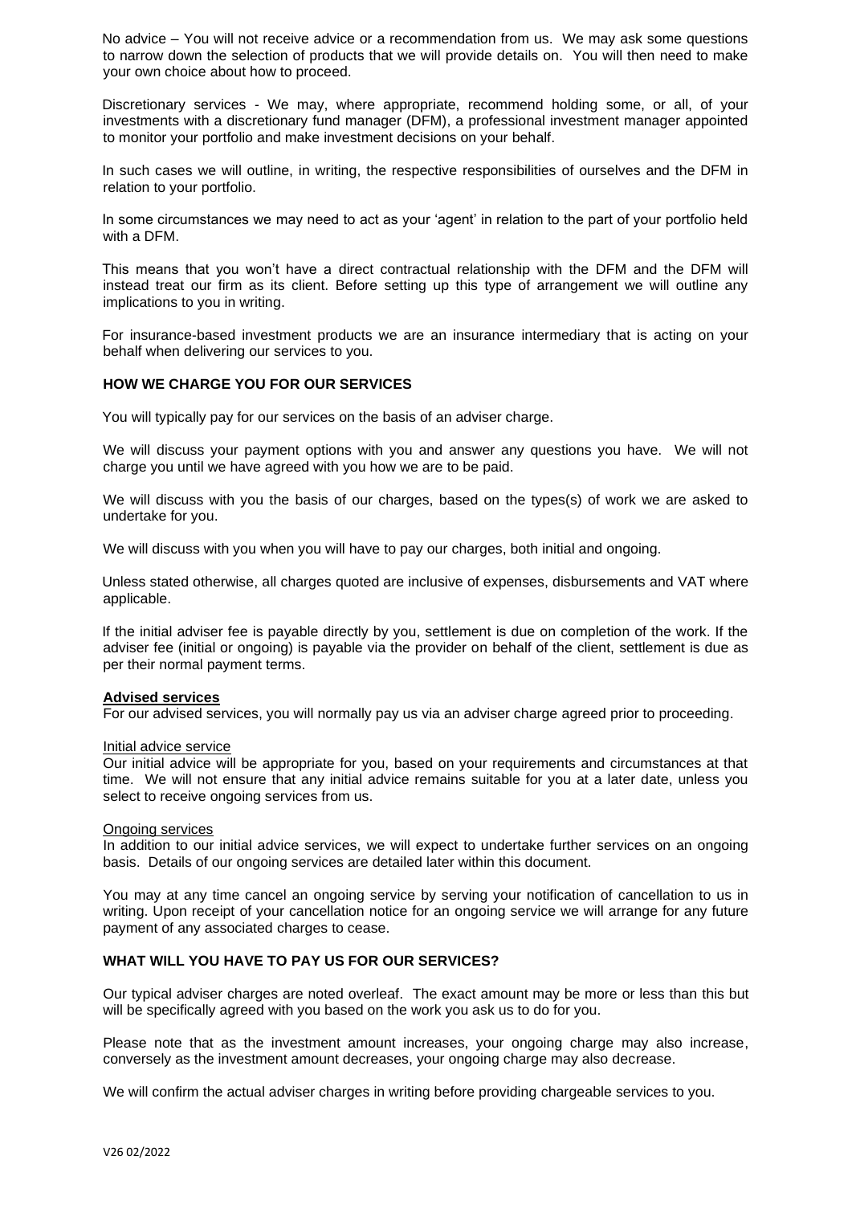No advice – You will not receive advice or a recommendation from us. We may ask some questions to narrow down the selection of products that we will provide details on. You will then need to make your own choice about how to proceed.

Discretionary services - We may, where appropriate, recommend holding some, or all, of your investments with a discretionary fund manager (DFM), a professional investment manager appointed to monitor your portfolio and make investment decisions on your behalf.

In such cases we will outline, in writing, the respective responsibilities of ourselves and the DFM in relation to your portfolio.

In some circumstances we may need to act as your 'agent' in relation to the part of your portfolio held with a DFM.

This means that you won't have a direct contractual relationship with the DFM and the DFM will instead treat our firm as its client. Before setting up this type of arrangement we will outline any implications to you in writing.

For insurance-based investment products we are an insurance intermediary that is acting on your behalf when delivering our services to you.

**HOW WE CHARGE YOU FOR OUR SERVICES**

You will typically pay for our services on the basis of an adviser charge.

We will discuss your payment options with you and answer any questions you have. We will not charge you until we have agreed with you how we are to be paid.

We will discuss with you the basis of our charges, based on the types(s) of work we are asked to undertake for you.

We will discuss with you when you will have to pay our charges, both initial and ongoing.

Unless stated otherwise, all charges quoted are inclusive of expenses, disbursements and VAT where applicable.

If the initial adviser fee is payable directly by you, settlement is due on completion of the work. If the adviser fee (initial or ongoing) is payable via the provider on behalf of the client, settlement is due as per their normal payment terms.

**Advised services**

For our advised services, you will normally pay us via an adviser charge agreed prior to proceeding.

Initial advice service

Our initial advice will be appropriate for you, based on your requirements and circumstances at that time. We will not ensure that any initial advice remains suitable for you at a later date, unless you select to receive ongoing services from us.

Ongoing services

In addition to our initial advice services, we will expect to undertake further services on an ongoing basis. Details of our ongoing services are detailed later within this document.

You may at any time cancel an ongoing service by serving your notification of cancellation to us in writing. Upon receipt of your cancellation notice for an ongoing service we will arrange for any future payment of any associated charges to cease.

**WHAT WILL YOU HAVE TO PAY US FOR OUR SERVICES?**

Our typical adviser charges are noted overleaf. The exact amount may be more or less than this but will be specifically agreed with you based on the work you ask us to do for you.

Please note that as the investment amount increases, your ongoing charge may also increase, conversely as the investment amount decreases, your ongoing charge may also decrease.

We will confirm the actual adviser charges in writing before providing chargeable services to you.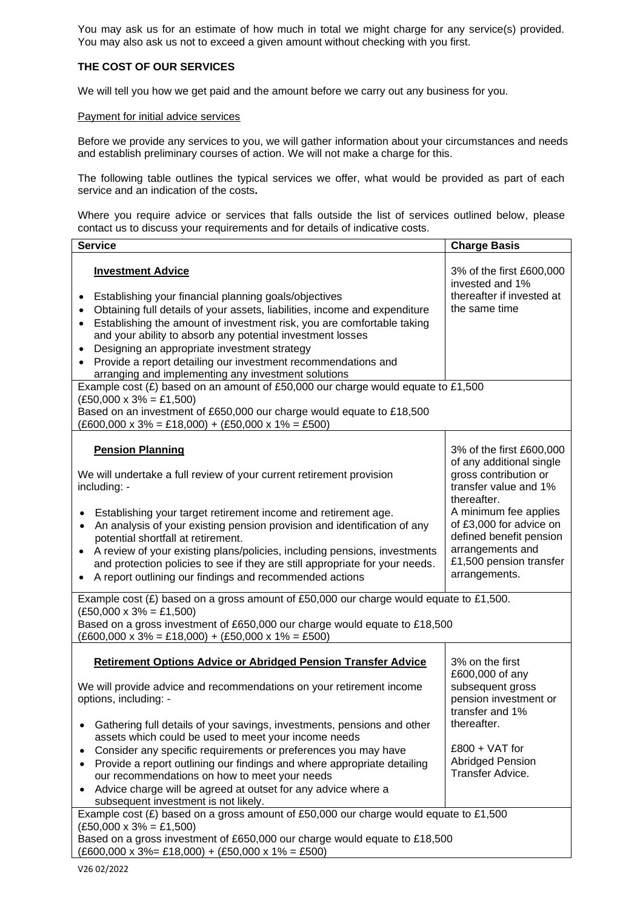You may ask us for an estimate of how much in total we might charge for any service(s) provided. You may also ask us not to exceed a given amount without checking with you first.

**THE COST OF OUR SERVICES**

We will tell you how we get paid and the amount before we carry out any business for you.

Payment for initial advice services

Before we provide any services to you, we will gather information about your circumstances and needs and establish preliminary courses of action. We will not make a charge for this.

The following table outlines the typical services we offer, what would be provided as part of each service and an indication of the costs**.**

Where you require advice or services that falls outside the list of services outlined below, please contact us to discuss your requirements and for details of indicative costs.

| Service | Charge Basis |
|---|---|
| **Investment Advice**<br><br>• Establishing your financial planning goals/objectives<br>• Obtaining full details of your assets, liabilities, income and expenditure<br>• Establishing the amount of investment risk, you are comfortable taking and your ability to absorb any potential investment losses<br>• Designing an appropriate investment strategy<br>• Provide a report detailing our investment recommendations and arranging and implementing any investment solutions | 3% of the first £600,000 invested and 1% thereafter if invested at the same time |
| Example cost (£) based on an amount of £50,000 our charge would equate to £1,500<br>(£50,000 x 3% = £1,500)<br>Based on an investment of £650,000 our charge would equate to £18,500<br>(£600,000 x 3% = £18,000) + (£50,000 x 1% = £500) | |
| **Pension Planning**<br><br>We will undertake a full review of your current retirement provision including: -<br><br>• Establishing your target retirement income and retirement age.<br>• An analysis of your existing pension provision and identification of any potential shortfall at retirement.<br>• A review of your existing plans/policies, including pensions, investments and protection policies to see if they are still appropriate for your needs.<br>• A report outlining our findings and recommended actions | 3% of the first £600,000 of any additional single gross contribution or transfer value and 1% thereafter.<br>A minimum fee applies of £3,000 for advice on defined benefit pension arrangements and £1,500 pension transfer arrangements. |
| Example cost (£) based on a gross amount of £50,000 our charge would equate to £1,500.<br>(£50,000 x 3% = £1,500)<br>Based on a gross investment of £650,000 our charge would equate to £18,500<br>(£600,000 x 3% = £18,000) + (£50,000 x 1% = £500) | |
| **Retirement Options Advice or Abridged Pension Transfer Advice**<br><br>We will provide advice and recommendations on your retirement income options, including: -<br><br>• Gathering full details of your savings, investments, pensions and other assets which could be used to meet your income needs<br>• Consider any specific requirements or preferences you may have<br>• Provide a report outlining our findings and where appropriate detailing our recommendations on how to meet your needs<br>• Advice charge will be agreed at outset for any advice where a subsequent investment is not likely. | 3% on the first £600,000 of any subsequent gross pension investment or transfer and 1% thereafter.<br><br>£800 + VAT for Abridged Pension Transfer Advice. |
| Example cost (£) based on a gross amount of £50,000 our charge would equate to £1,500<br>(£50,000 x 3% = £1,500)<br>Based on a gross investment of £650,000 our charge would equate to £18,500<br>(£600,000 x 3%= £18,000) + (£50,000 x 1% = £500) | |

V26 02/2022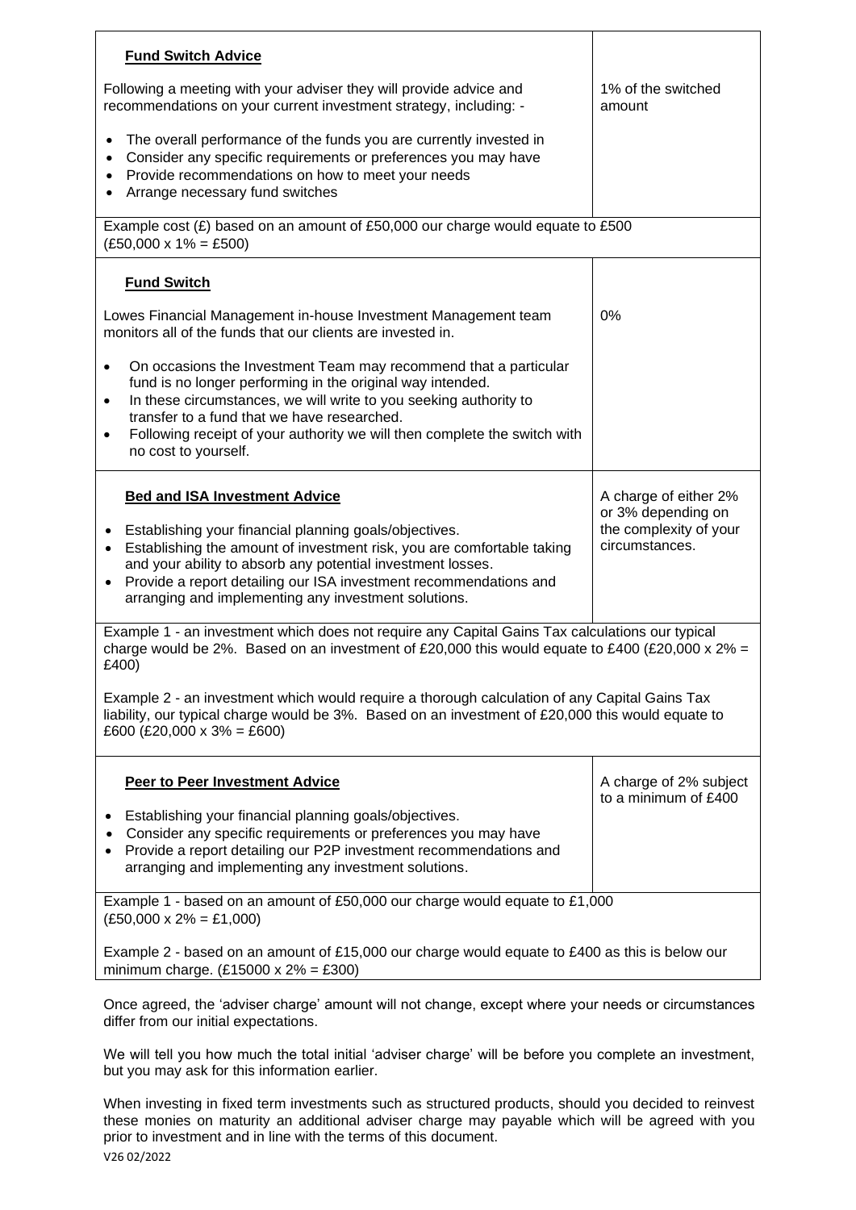| **Fund Switch Advice**<br><br>Following a meeting with your adviser they will provide advice and recommendations on your current investment strategy, including: -<br><br>• The overall performance of the funds you are currently invested in<br>• Consider any specific requirements or preferences you may have<br>• Provide recommendations on how to meet your needs<br>• Arrange necessary fund switches | 1% of the switched amount |
|---|---|
| Example cost (£) based on an amount of £50,000 our charge would equate to £500 (£50,000 x 1% = £500) | |
| **Fund Switch**<br><br>Lowes Financial Management in-house Investment Management team monitors all of the funds that our clients are invested in.<br><br>• On occasions the Investment Team may recommend that a particular fund is no longer performing in the original way intended.<br>• In these circumstances, we will write to you seeking authority to transfer to a fund that we have researched.<br>• Following receipt of your authority we will then complete the switch with no cost to yourself. | 0% |
| **Bed and ISA Investment Advice**<br><br>• Establishing your financial planning goals/objectives.<br>• Establishing the amount of investment risk, you are comfortable taking and your ability to absorb any potential investment losses.<br>• Provide a report detailing our ISA investment recommendations and arranging and implementing any investment solutions. | A charge of either 2% or 3% depending on the complexity of your circumstances. |
| Example 1 - an investment which does not require any Capital Gains Tax calculations our typical charge would be 2%. Based on an investment of £20,000 this would equate to £400 (£20,000 x 2% = £400)<br><br>Example 2 - an investment which would require a thorough calculation of any Capital Gains Tax liability, our typical charge would be 3%. Based on an investment of £20,000 this would equate to £600 (£20,000 x 3% = £600) | |
| **Peer to Peer Investment Advice**<br><br>• Establishing your financial planning goals/objectives.<br>• Consider any specific requirements or preferences you may have<br>• Provide a report detailing our P2P investment recommendations and arranging and implementing any investment solutions. | A charge of 2% subject to a minimum of £400 |
| Example 1 - based on an amount of £50,000 our charge would equate to £1,000 (£50,000 x 2% = £1,000)<br><br>Example 2 - based on an amount of £15,000 our charge would equate to £400 as this is below our minimum charge. (£15000 x 2% = £300) | |

Once agreed, the 'adviser charge' amount will not change, except where your needs or circumstances differ from our initial expectations.

We will tell you how much the total initial 'adviser charge' will be before you complete an investment, but you may ask for this information earlier.

When investing in fixed term investments such as structured products, should you decided to reinvest these monies on maturity an additional adviser charge may payable which will be agreed with you prior to investment and in line with the terms of this document.

V26 02/2022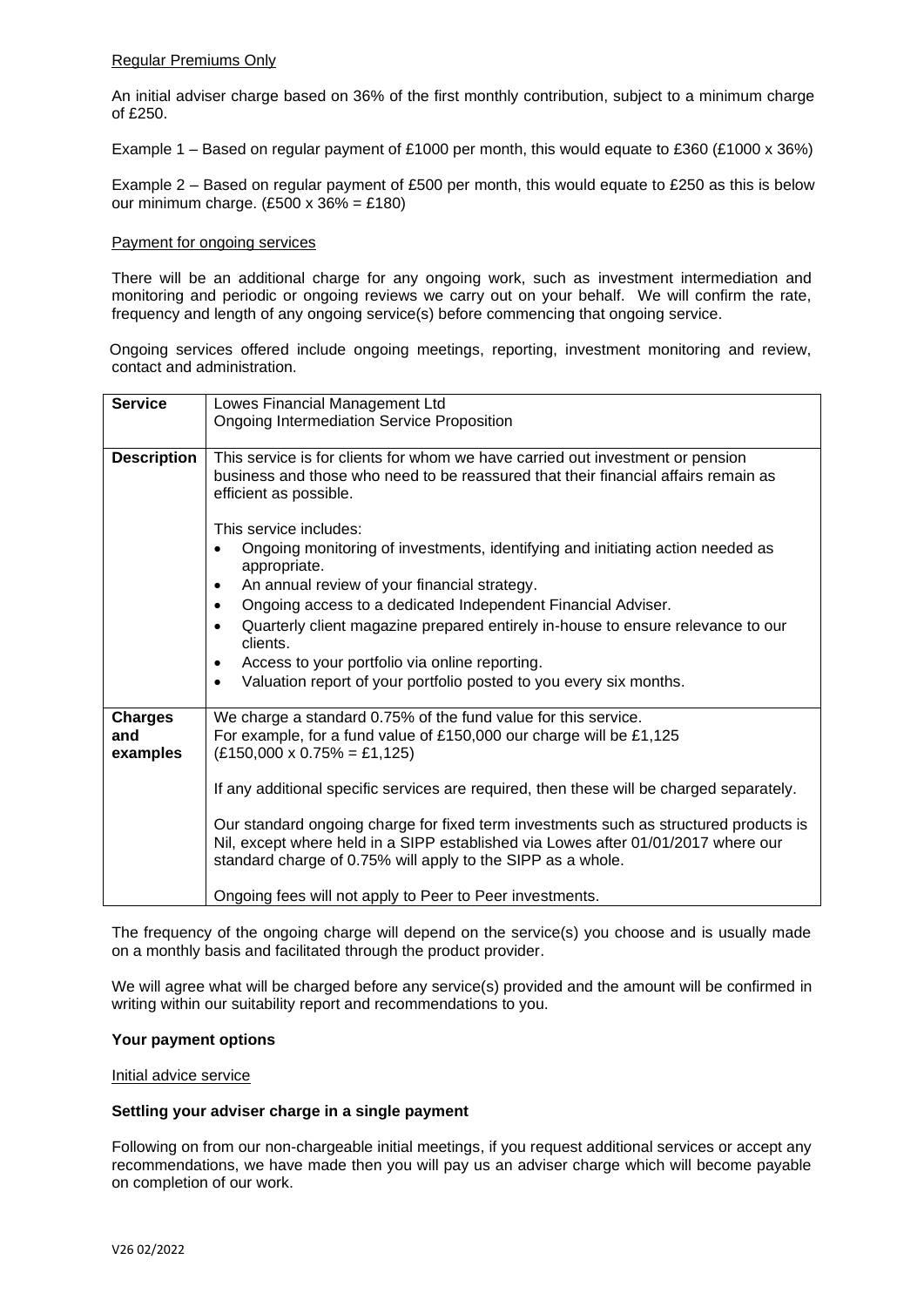Regular Premiums Only

An initial adviser charge based on 36% of the first monthly contribution, subject to a minimum charge of £250.

Example 1 – Based on regular payment of £1000 per month, this would equate to £360 (£1000 x 36%)

Example 2 – Based on regular payment of £500 per month, this would equate to £250 as this is below our minimum charge. (£500 x 36% = £180)

Payment for ongoing services

There will be an additional charge for any ongoing work, such as investment intermediation and monitoring and periodic or ongoing reviews we carry out on your behalf. We will confirm the rate, frequency and length of any ongoing service(s) before commencing that ongoing service.

Ongoing services offered include ongoing meetings, reporting, investment monitoring and review, contact and administration.

| **Service** | Lowes Financial Management Ltd<br>Ongoing Intermediation Service Proposition |
|---|---|
| **Description** | This service is for clients for whom we have carried out investment or pension business and those who need to be reassured that their financial affairs remain as efficient as possible.<br><br>This service includes:<br>• Ongoing monitoring of investments, identifying and initiating action needed as appropriate.<br>• An annual review of your financial strategy.<br>• Ongoing access to a dedicated Independent Financial Adviser.<br>• Quarterly client magazine prepared entirely in-house to ensure relevance to our clients.<br>• Access to your portfolio via online reporting.<br>• Valuation report of your portfolio posted to you every six months. |
| **Charges and examples** | We charge a standard 0.75% of the fund value for this service.<br>For example, for a fund value of £150,000 our charge will be £1,125<br>(£150,000 x 0.75% = £1,125)<br><br>If any additional specific services are required, then these will be charged separately.<br><br>Our standard ongoing charge for fixed term investments such as structured products is Nil, except where held in a SIPP established via Lowes after 01/01/2017 where our standard charge of 0.75% will apply to the SIPP as a whole.<br><br>Ongoing fees will not apply to Peer to Peer investments. |

The frequency of the ongoing charge will depend on the service(s) you choose and is usually made on a monthly basis and facilitated through the product provider.

We will agree what will be charged before any service(s) provided and the amount will be confirmed in writing within our suitability report and recommendations to you.

**Your payment options**

Initial advice service

**Settling your adviser charge in a single payment**

Following on from our non-chargeable initial meetings, if you request additional services or accept any recommendations, we have made then you will pay us an adviser charge which will become payable on completion of our work.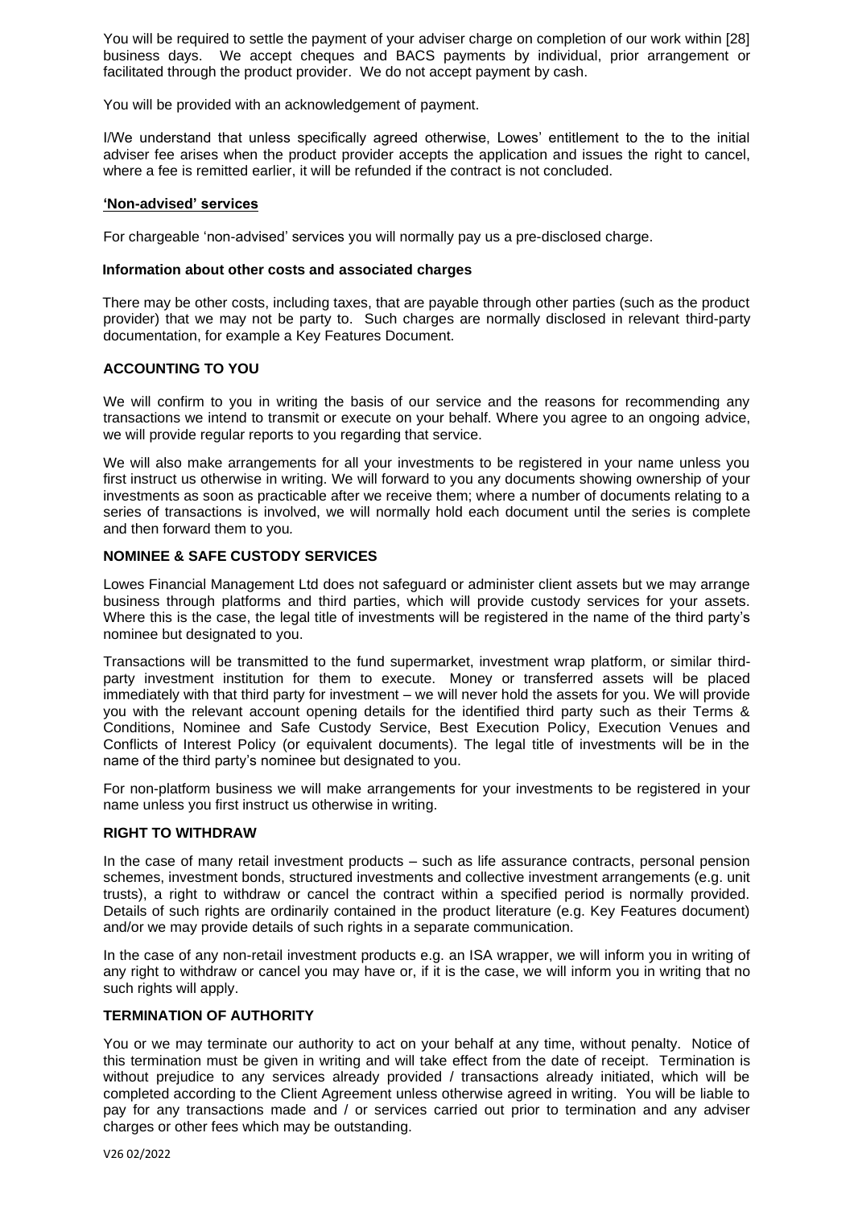You will be required to settle the payment of your adviser charge on completion of our work within [28] business days. We accept cheques and BACS payments by individual, prior arrangement or facilitated through the product provider. We do not accept payment by cash.

You will be provided with an acknowledgement of payment.

I/We understand that unless specifically agreed otherwise, Lowes' entitlement to the to the initial adviser fee arises when the product provider accepts the application and issues the right to cancel, where a fee is remitted earlier, it will be refunded if the contract is not concluded.

#### 'Non-advised' services

For chargeable 'non-advised' services you will normally pay us a pre-disclosed charge.

#### Information about other costs and associated charges

There may be other costs, including taxes, that are payable through other parties (such as the product provider) that we may not be party to. Such charges are normally disclosed in relevant third-party documentation, for example a Key Features Document.

### ACCOUNTING TO YOU

We will confirm to you in writing the basis of our service and the reasons for recommending any transactions we intend to transmit or execute on your behalf. Where you agree to an ongoing advice, we will provide regular reports to you regarding that service.

We will also make arrangements for all your investments to be registered in your name unless you first instruct us otherwise in writing. We will forward to you any documents showing ownership of your investments as soon as practicable after we receive them; where a number of documents relating to a series of transactions is involved, we will normally hold each document until the series is complete and then forward them to you.

### NOMINEE & SAFE CUSTODY SERVICES

Lowes Financial Management Ltd does not safeguard or administer client assets but we may arrange business through platforms and third parties, which will provide custody services for your assets. Where this is the case, the legal title of investments will be registered in the name of the third party's nominee but designated to you.

Transactions will be transmitted to the fund supermarket, investment wrap platform, or similar third-party investment institution for them to execute. Money or transferred assets will be placed immediately with that third party for investment – we will never hold the assets for you. We will provide you with the relevant account opening details for the identified third party such as their Terms & Conditions, Nominee and Safe Custody Service, Best Execution Policy, Execution Venues and Conflicts of Interest Policy (or equivalent documents). The legal title of investments will be in the name of the third party's nominee but designated to you.

For non-platform business we will make arrangements for your investments to be registered in your name unless you first instruct us otherwise in writing.

### RIGHT TO WITHDRAW

In the case of many retail investment products – such as life assurance contracts, personal pension schemes, investment bonds, structured investments and collective investment arrangements (e.g. unit trusts), a right to withdraw or cancel the contract within a specified period is normally provided. Details of such rights are ordinarily contained in the product literature (e.g. Key Features document) and/or we may provide details of such rights in a separate communication.

In the case of any non-retail investment products e.g. an ISA wrapper, we will inform you in writing of any right to withdraw or cancel you may have or, if it is the case, we will inform you in writing that no such rights will apply.

### TERMINATION OF AUTHORITY

You or we may terminate our authority to act on your behalf at any time, without penalty. Notice of this termination must be given in writing and will take effect from the date of receipt. Termination is without prejudice to any services already provided / transactions already initiated, which will be completed according to the Client Agreement unless otherwise agreed in writing. You will be liable to pay for any transactions made and / or services carried out prior to termination and any adviser charges or other fees which may be outstanding.

V26 02/2022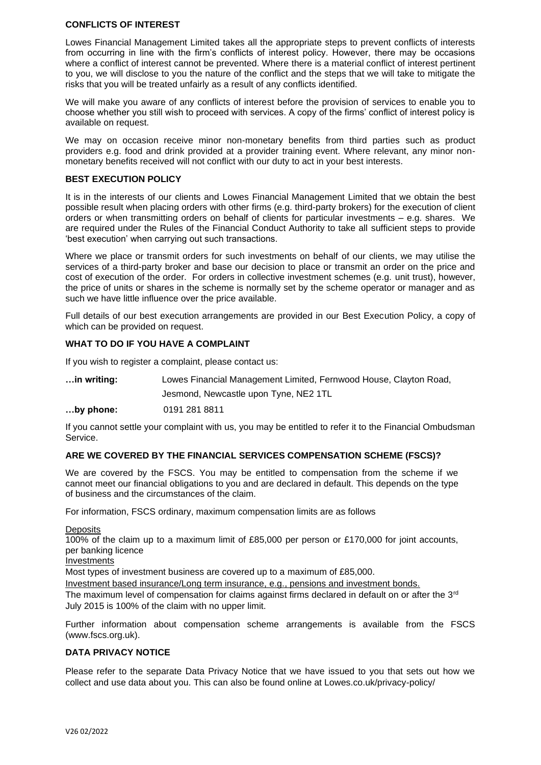## CONFLICTS OF INTEREST

Lowes Financial Management Limited takes all the appropriate steps to prevent conflicts of interests from occurring in line with the firm's conflicts of interest policy. However, there may be occasions where a conflict of interest cannot be prevented. Where there is a material conflict of interest pertinent to you, we will disclose to you the nature of the conflict and the steps that we will take to mitigate the risks that you will be treated unfairly as a result of any conflicts identified.

We will make you aware of any conflicts of interest before the provision of services to enable you to choose whether you still wish to proceed with services. A copy of the firms' conflict of interest policy is available on request.

We may on occasion receive minor non-monetary benefits from third parties such as product providers e.g. food and drink provided at a provider training event. Where relevant, any minor non-monetary benefits received will not conflict with our duty to act in your best interests.

## BEST EXECUTION POLICY

It is in the interests of our clients and Lowes Financial Management Limited that we obtain the best possible result when placing orders with other firms (e.g. third-party brokers) for the execution of client orders or when transmitting orders on behalf of clients for particular investments – e.g. shares. We are required under the Rules of the Financial Conduct Authority to take all sufficient steps to provide 'best execution' when carrying out such transactions.

Where we place or transmit orders for such investments on behalf of our clients, we may utilise the services of a third-party broker and base our decision to place or transmit an order on the price and cost of execution of the order. For orders in collective investment schemes (e.g. unit trust), however, the price of units or shares in the scheme is normally set by the scheme operator or manager and as such we have little influence over the price available.

Full details of our best execution arrangements are provided in our Best Execution Policy, a copy of which can be provided on request.

## WHAT TO DO IF YOU HAVE A COMPLAINT

If you wish to register a complaint, please contact us:

**…in writing:** Lowes Financial Management Limited, Fernwood House, Clayton Road, Jesmond, Newcastle upon Tyne, NE2 1TL

**…by phone:** 0191 281 8811

If you cannot settle your complaint with us, you may be entitled to refer it to the Financial Ombudsman Service.

## ARE WE COVERED BY THE FINANCIAL SERVICES COMPENSATION SCHEME (FSCS)?

We are covered by the FSCS. You may be entitled to compensation from the scheme if we cannot meet our financial obligations to you and are declared in default. This depends on the type of business and the circumstances of the claim.

For information, FSCS ordinary, maximum compensation limits are as follows

<u>Deposits</u>

100% of the claim up to a maximum limit of £85,000 per person or £170,000 for joint accounts, per banking licence

<u>Investments</u>

Most types of investment business are covered up to a maximum of £85,000.

<u>Investment based insurance/Long term insurance, e.g., pensions and investment bonds.</u>

The maximum level of compensation for claims against firms declared in default on or after the 3rd July 2015 is 100% of the claim with no upper limit.

Further information about compensation scheme arrangements is available from the FSCS (www.fscs.org.uk).

## DATA PRIVACY NOTICE

Please refer to the separate Data Privacy Notice that we have issued to you that sets out how we collect and use data about you. This can also be found online at Lowes.co.uk/privacy-policy/

V26 02/2022